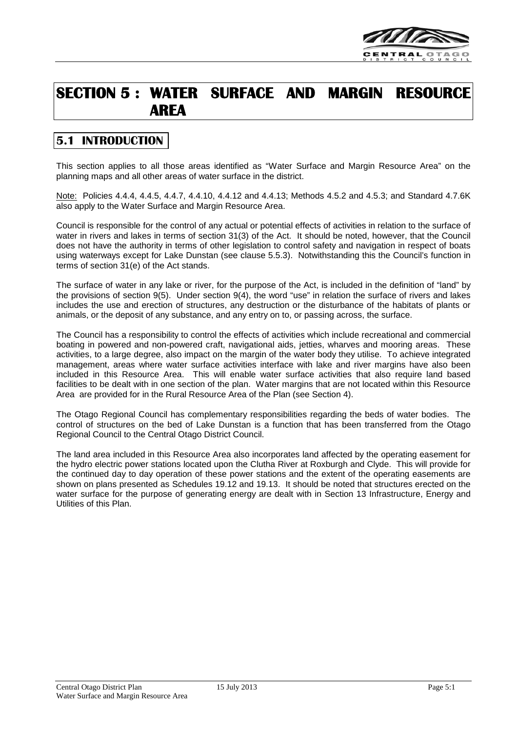# SECTION 5 : WATER SURFACE AND MARGIN RESOURCE AREA

## 5.1 INTRODUCTION

This section applies to all those areas identified as "Water Surface and Margin Resource Area" on the planning maps and all other areas of water surface in the district.

Note: Policies 4.4.4, 4.4.5, 4.4.7, 4.4.10, 4.4.12 and 4.4.13; Methods 4.5.2 and 4.5.3; and Standard 4.7.6K also apply to the Water Surface and Margin Resource Area.

Council is responsible for the control of any actual or potential effects of activities in relation to the surface of water in rivers and lakes in terms of section 31(3) of the Act. It should be noted, however, that the Council does not have the authority in terms of other legislation to control safety and navigation in respect of boats using waterways except for Lake Dunstan (see clause 5.5.3). Notwithstanding this the Council's function in terms of section 31(e) of the Act stands.

The surface of water in any lake or river, for the purpose of the Act, is included in the definition of "land" by the provisions of section 9(5). Under section 9(4), the word "use" in relation the surface of rivers and lakes includes the use and erection of structures, any destruction or the disturbance of the habitats of plants or animals, or the deposit of any substance, and any entry on to, or passing across, the surface.

The Council has a responsibility to control the effects of activities which include recreational and commercial boating in powered and non-powered craft, navigational aids, jetties, wharves and mooring areas. These activities, to a large degree, also impact on the margin of the water body they utilise. To achieve integrated management, areas where water surface activities interface with lake and river margins have also been included in this Resource Area. This will enable water surface activities that also require land based facilities to be dealt with in one section of the plan. Water margins that are not located within this Resource Area are provided for in the Rural Resource Area of the Plan (see Section 4).

The Otago Regional Council has complementary responsibilities regarding the beds of water bodies. The control of structures on the bed of Lake Dunstan is a function that has been transferred from the Otago Regional Council to the Central Otago District Council.

The land area included in this Resource Area also incorporates land affected by the operating easement for the hydro electric power stations located upon the Clutha River at Roxburgh and Clyde. This will provide for the continued day to day operation of these power stations and the extent of the operating easements are shown on plans presented as Schedules 19.12 and 19.13. It should be noted that structures erected on the water surface for the purpose of generating energy are dealt with in Section 13 Infrastructure, Energy and Utilities of this Plan.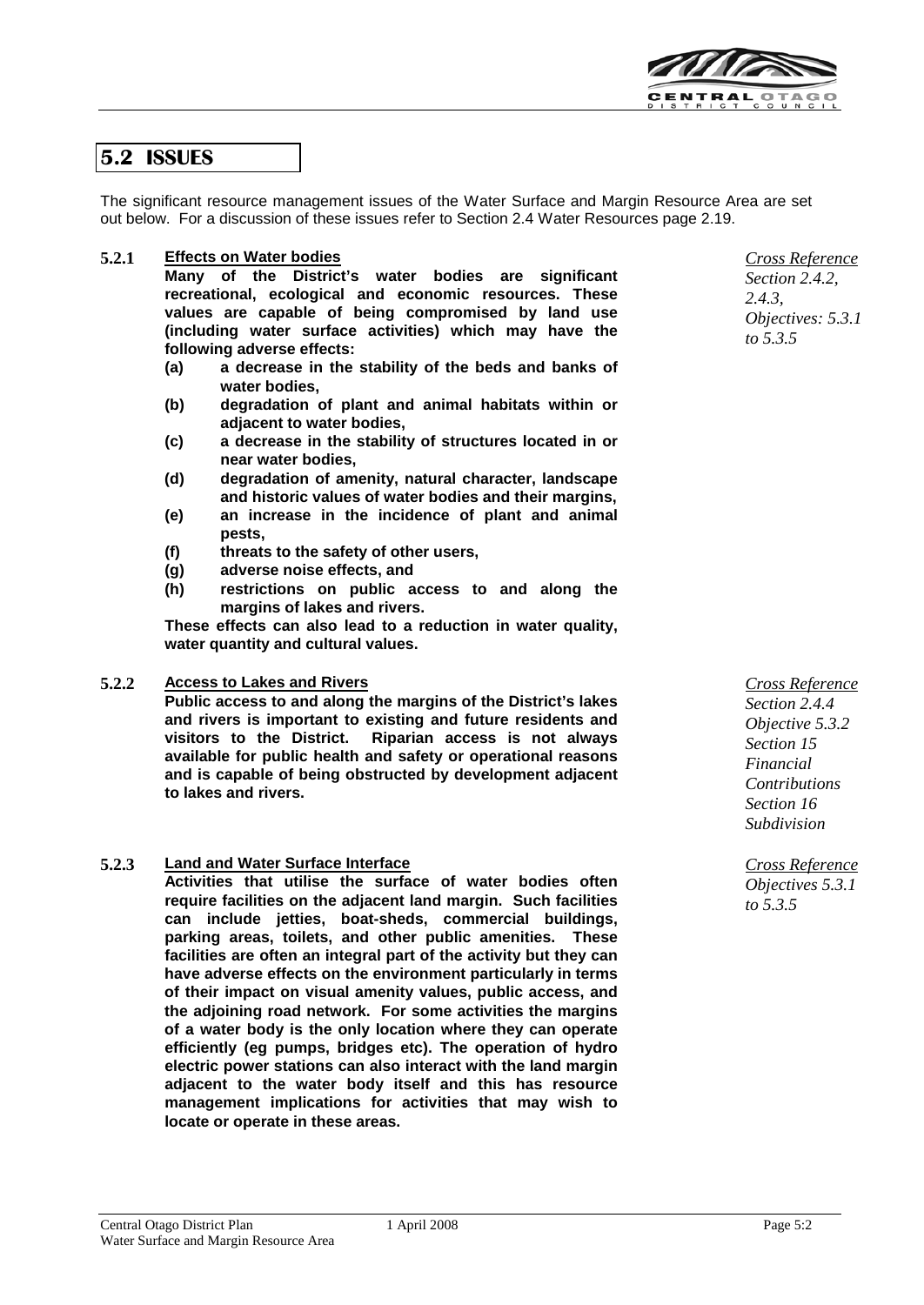## 5.2 ISSUES

The significant resource management issues of the Water Surface and Margin Resource Area are set out below. For a discussion of these issues refer to Section 2.4 Water Resources page 2.19.

### 5.2.1 Effects on Water bodies

*Cross Reference Section 2.4.2, 2.4.3, Objectives: 5.3.1 to 5.3.5*

**Many of the District's water bodies are significant recreational, ecological and economic resources. These values are capable of being compromised by land use (including water surface activities) which may have the following adverse effects:**

**(a) a decrease in the stability of the beds and banks of water bodies,**

**(b) degradation of plant and animal habitats within or adjacent to water bodies,**

**(c) a decrease in the stability of structures located in or near water bodies,**

**(d) degradation of amenity, natural character, landscape and historic values of water bodies and their margins,**

**(e) an increase in the incidence of plant and animal pests,**

**(f) threats to the safety of other users,**

**(g) adverse noise effects, and**

**(h) restrictions on public access to and along the margins of lakes and rivers.**

**These effects can also lead to a reduction in water quality, water quantity and cultural values.**

### 5.2.2 Access to Lakes and Rivers

*Cross Reference Section 2.4.4 Objective 5.3.2 Section 15 Financial Contributions Section 16 Subdivision*

**Public access to and along the margins of the District's lakes and rivers is important to existing and future residents and visitors to the District. Riparian access is not always available for public health and safety or operational reasons and is capable of being obstructed by development adjacent to lakes and rivers.**

### 5.2.3 Land and Water Surface Interface

*Cross Reference Objectives 5.3.1 to 5.3.5*

**Activities that utilise the surface of water bodies often require facilities on the adjacent land margin. Such facilities can include jetties, boat-sheds, commercial buildings, parking areas, toilets, and other public amenities. These facilities are often an integral part of the activity but they can have adverse effects on the environment particularly in terms of their impact on visual amenity values, public access, and the adjoining road network. For some activities the margins of a water body is the only location where they can operate efficiently (eg pumps, bridges etc). The operation of hydro electric power stations can also interact with the land margin adjacent to the water body itself and this has resource management implications for activities that may wish to locate or operate in these areas.**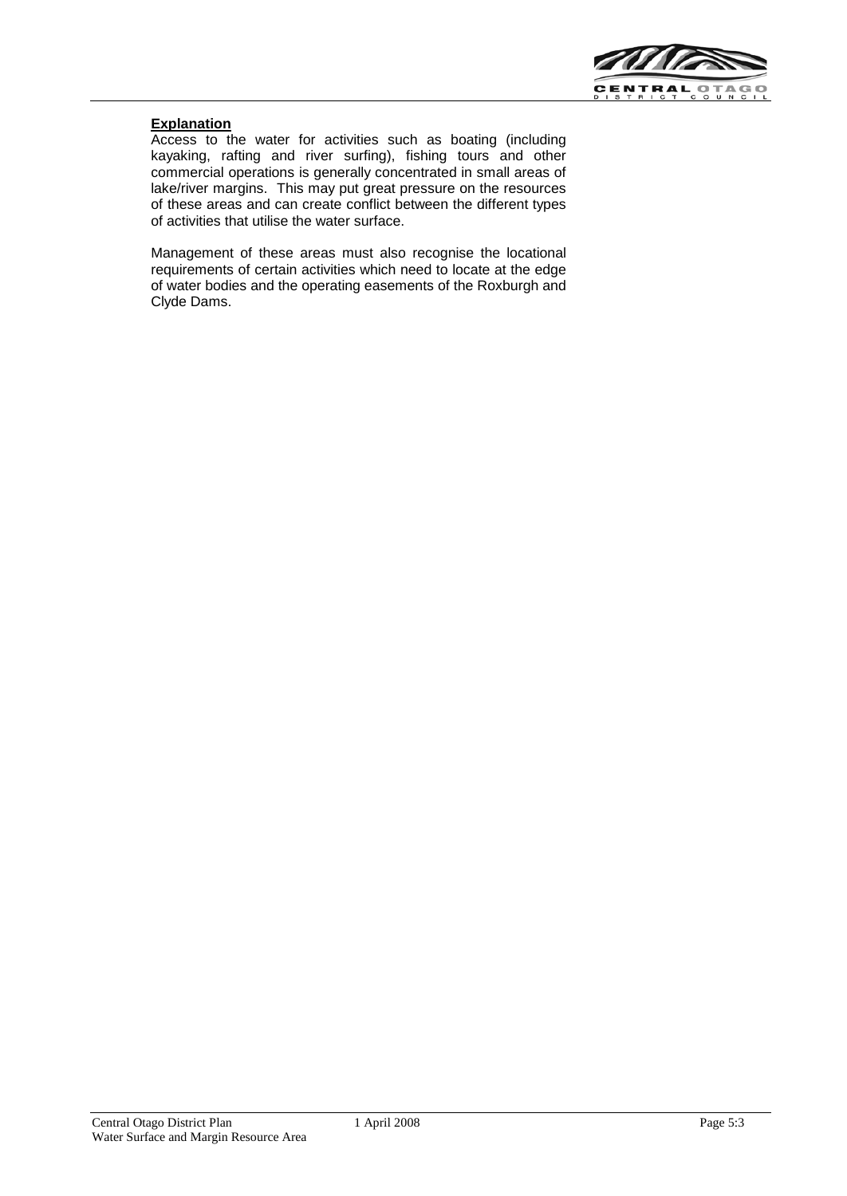**Explanation**

Access to the water for activities such as boating (including kayaking, rafting and river surfing), fishing tours and other commercial operations is generally concentrated in small areas of lake/river margins. This may put great pressure on the resources of these areas and can create conflict between the different types of activities that utilise the water surface.

Management of these areas must also recognise the locational requirements of certain activities which need to locate at the edge of water bodies and the operating easements of the Roxburgh and Clyde Dams.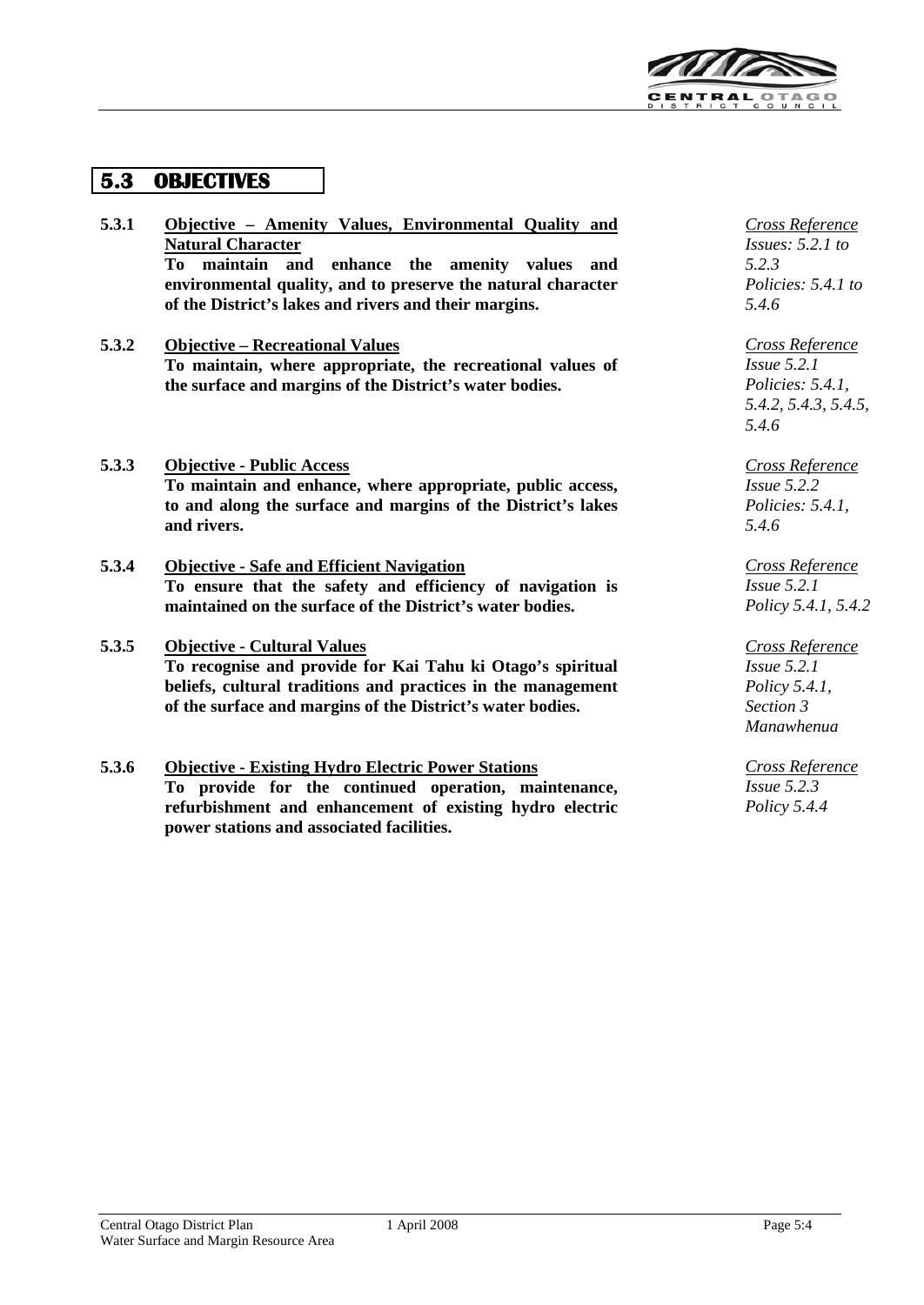## 5.3 OBJECTIVES

**5.3.1** **Objective – Amenity Values, Environmental Quality and Natural Character**
**To maintain and enhance the amenity values and environmental quality, and to preserve the natural character of the District's lakes and rivers and their margins.**

*Cross Reference*
*Issues: 5.2.1 to 5.2.3*
*Policies: 5.4.1 to 5.4.6*

**5.3.2** **Objective – Recreational Values**
**To maintain, where appropriate, the recreational values of the surface and margins of the District's water bodies.**

*Cross Reference*
*Issue 5.2.1*
*Policies: 5.4.1, 5.4.2, 5.4.3, 5.4.5, 5.4.6*

**5.3.3** **Objective - Public Access**
**To maintain and enhance, where appropriate, public access, to and along the surface and margins of the District's lakes and rivers.**

*Cross Reference*
*Issue 5.2.2*
*Policies: 5.4.1, 5.4.6*

**5.3.4** **Objective - Safe and Efficient Navigation**
**To ensure that the safety and efficiency of navigation is maintained on the surface of the District's water bodies.**

*Cross Reference*
*Issue 5.2.1*
*Policy 5.4.1, 5.4.2*

**5.3.5** **Objective - Cultural Values**
**To recognise and provide for Kai Tahu ki Otago's spiritual beliefs, cultural traditions and practices in the management of the surface and margins of the District's water bodies.**

*Cross Reference*
*Issue 5.2.1*
*Policy 5.4.1, Section 3 Manawhenua*

**5.3.6** **Objective - Existing Hydro Electric Power Stations**
**To provide for the continued operation, maintenance, refurbishment and enhancement of existing hydro electric power stations and associated facilities.**

*Cross Reference*
*Issue 5.2.3*
*Policy 5.4.4*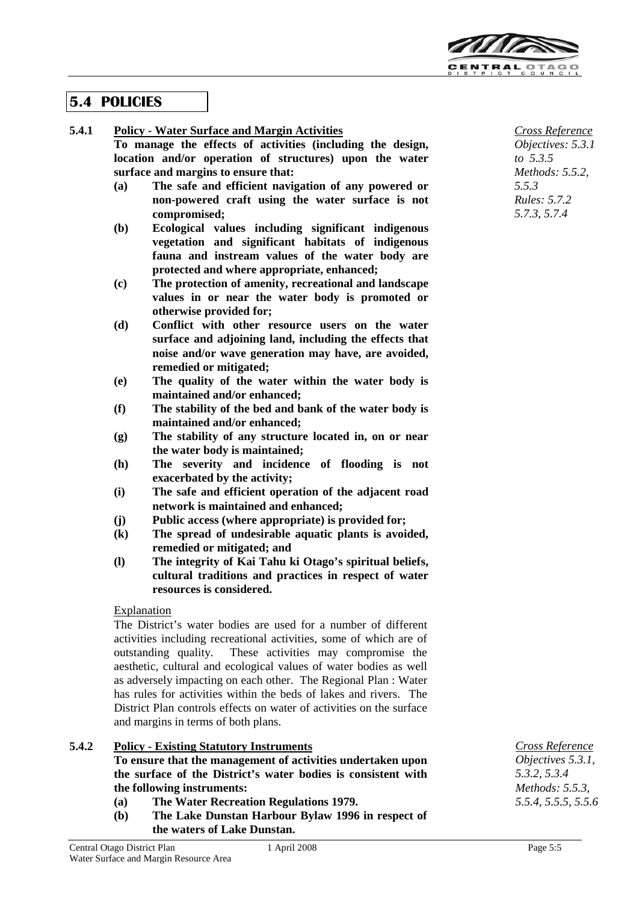## 5.4 POLICIES

**5.4.1 Policy - Water Surface and Margin Activities**

*Cross Reference*
*Objectives: 5.3.1 to 5.3.5*
*Methods: 5.5.2, 5.5.3*
*Rules: 5.7.2 5.7.3, 5.7.4*

**To manage the effects of activities (including the design, location and/or operation of structures) upon the water surface and margins to ensure that:**

**(a) The safe and efficient navigation of any powered or non-powered craft using the water surface is not compromised;**

**(b) Ecological values including significant indigenous vegetation and significant habitats of indigenous fauna and instream values of the water body are protected and where appropriate, enhanced;**

**(c) The protection of amenity, recreational and landscape values in or near the water body is promoted or otherwise provided for;**

**(d) Conflict with other resource users on the water surface and adjoining land, including the effects that noise and/or wave generation may have, are avoided, remedied or mitigated;**

**(e) The quality of the water within the water body is maintained and/or enhanced;**

**(f) The stability of the bed and bank of the water body is maintained and/or enhanced;**

**(g) The stability of any structure located in, on or near the water body is maintained;**

**(h) The severity and incidence of flooding is not exacerbated by the activity;**

**(i) The safe and efficient operation of the adjacent road network is maintained and enhanced;**

**(j) Public access (where appropriate) is provided for;**

**(k) The spread of undesirable aquatic plants is avoided, remedied or mitigated; and**

**(l) The integrity of Kai Tahu ki Otago's spiritual beliefs, cultural traditions and practices in respect of water resources is considered.**

Explanation

The District's water bodies are used for a number of different activities including recreational activities, some of which are of outstanding quality. These activities may compromise the aesthetic, cultural and ecological values of water bodies as well as adversely impacting on each other. The Regional Plan : Water has rules for activities within the beds of lakes and rivers. The District Plan controls effects on water of activities on the surface and margins in terms of both plans.

**5.4.2 Policy - Existing Statutory Instruments**

*Cross Reference*
*Objectives 5.3.1, 5.3.2, 5.3.4*
*Methods: 5.5.3, 5.5.4, 5.5.5, 5.5.6*

**To ensure that the management of activities undertaken upon the surface of the District's water bodies is consistent with the following instruments:**

**(a) The Water Recreation Regulations 1979.**

**(b) The Lake Dunstan Harbour Bylaw 1996 in respect of the waters of Lake Dunstan.**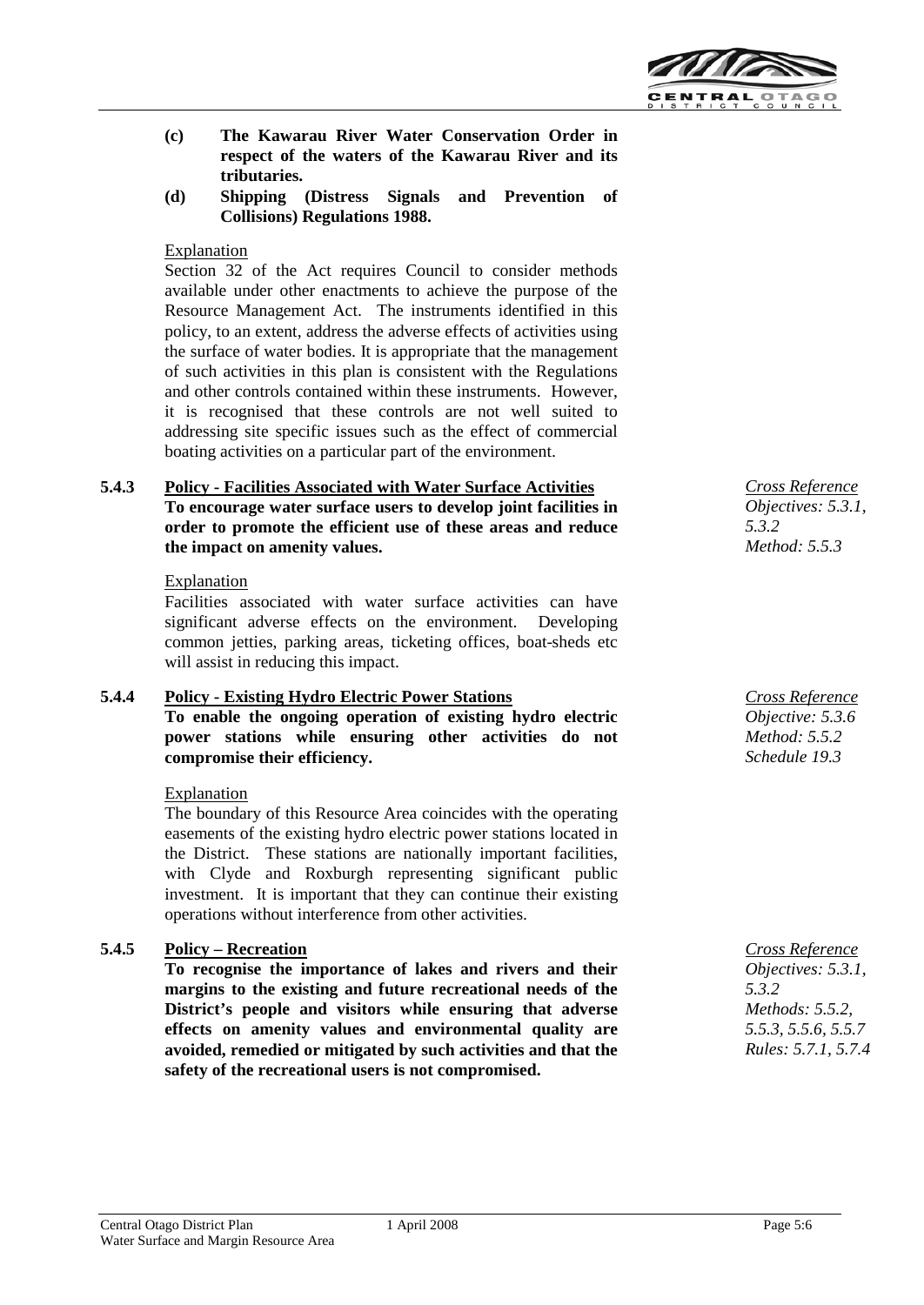**(c) The Kawarau River Water Conservation Order in respect of the waters of the Kawarau River and its tributaries.**

**(d) Shipping (Distress Signals and Prevention of Collisions) Regulations 1988.**

Explanation

Section 32 of the Act requires Council to consider methods available under other enactments to achieve the purpose of the Resource Management Act. The instruments identified in this policy, to an extent, address the adverse effects of activities using the surface of water bodies. It is appropriate that the management of such activities in this plan is consistent with the Regulations and other controls contained within these instruments. However, it is recognised that these controls are not well suited to addressing site specific issues such as the effect of commercial boating activities on a particular part of the environment.

### 5.4.3 Policy - Facilities Associated with Water Surface Activities

*Cross Reference*
*Objectives: 5.3.1, 5.3.2*
*Method: 5.5.3*

**To encourage water surface users to develop joint facilities in order to promote the efficient use of these areas and reduce the impact on amenity values.**

Explanation

Facilities associated with water surface activities can have significant adverse effects on the environment. Developing common jetties, parking areas, ticketing offices, boat-sheds etc will assist in reducing this impact.

### 5.4.4 Policy - Existing Hydro Electric Power Stations

*Cross Reference*
*Objective: 5.3.6*
*Method: 5.5.2*
*Schedule 19.3*

**To enable the ongoing operation of existing hydro electric power stations while ensuring other activities do not compromise their efficiency.**

Explanation

The boundary of this Resource Area coincides with the operating easements of the existing hydro electric power stations located in the District. These stations are nationally important facilities, with Clyde and Roxburgh representing significant public investment. It is important that they can continue their existing operations without interference from other activities.

### 5.4.5 Policy – Recreation

*Cross Reference*
*Objectives: 5.3.1, 5.3.2*
*Methods: 5.5.2, 5.5.3, 5.5.6, 5.5.7*
*Rules: 5.7.1, 5.7.4*

**To recognise the importance of lakes and rivers and their margins to the existing and future recreational needs of the District's people and visitors while ensuring that adverse effects on amenity values and environmental quality are avoided, remedied or mitigated by such activities and that the safety of the recreational users is not compromised.**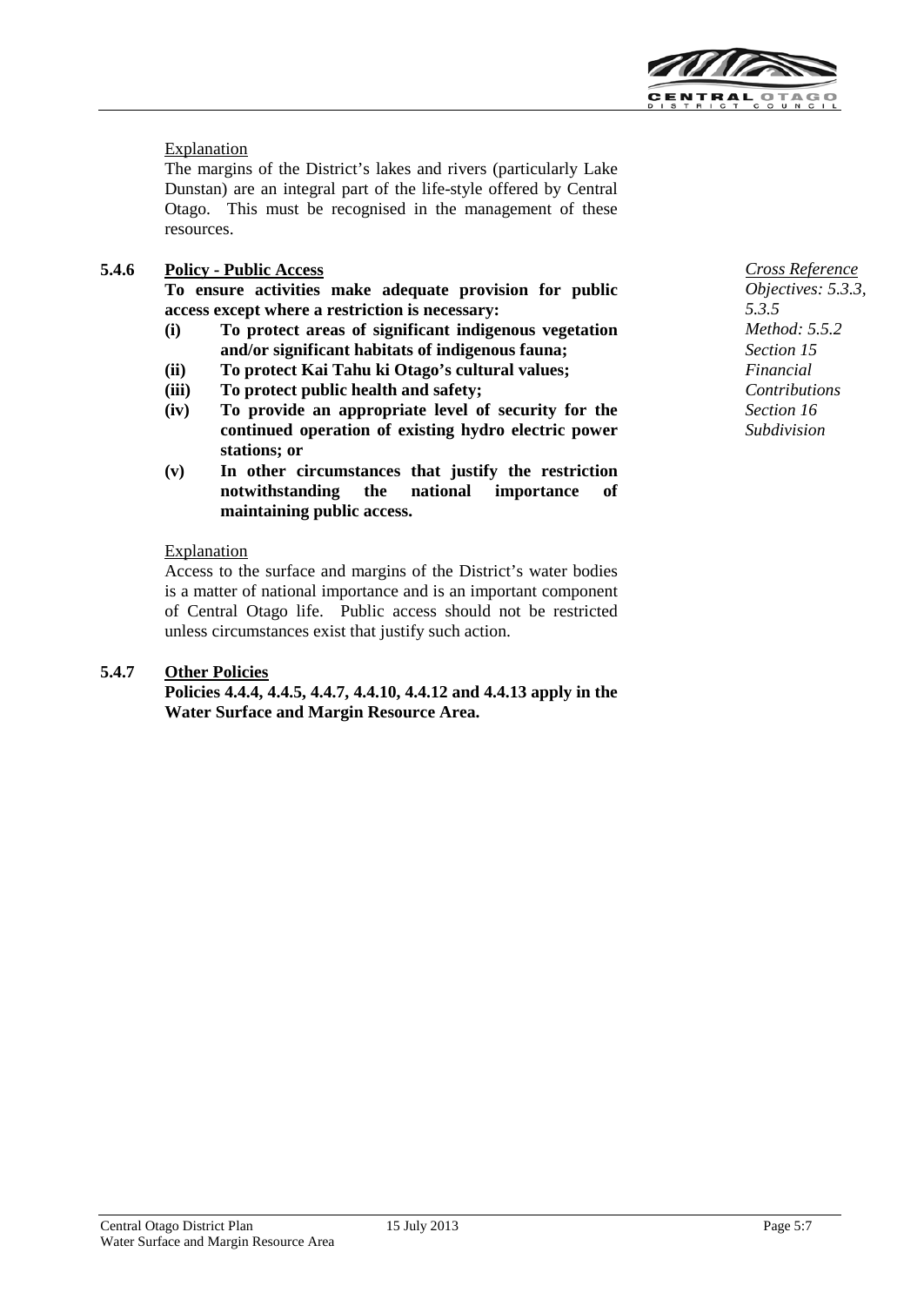Explanation

The margins of the District's lakes and rivers (particularly Lake Dunstan) are an integral part of the life-style offered by Central Otago. This must be recognised in the management of these resources.

### 5.4.6 Policy - Public Access

*Cross Reference*
*Objectives: 5.3.3, 5.3.5*
*Method: 5.5.2*
*Section 15 Financial Contributions*
*Section 16 Subdivision*

**To ensure activities make adequate provision for public access except where a restriction is necessary:**

**(i) To protect areas of significant indigenous vegetation and/or significant habitats of indigenous fauna;**

**(ii) To protect Kai Tahu ki Otago's cultural values;**

**(iii) To protect public health and safety;**

**(iv) To provide an appropriate level of security for the continued operation of existing hydro electric power stations; or**

**(v) In other circumstances that justify the restriction notwithstanding the national importance of maintaining public access.**

Explanation

Access to the surface and margins of the District's water bodies is a matter of national importance and is an important component of Central Otago life. Public access should not be restricted unless circumstances exist that justify such action.

### 5.4.7 Other Policies

**Policies 4.4.4, 4.4.5, 4.4.7, 4.4.10, 4.4.12 and 4.4.13 apply in the Water Surface and Margin Resource Area.**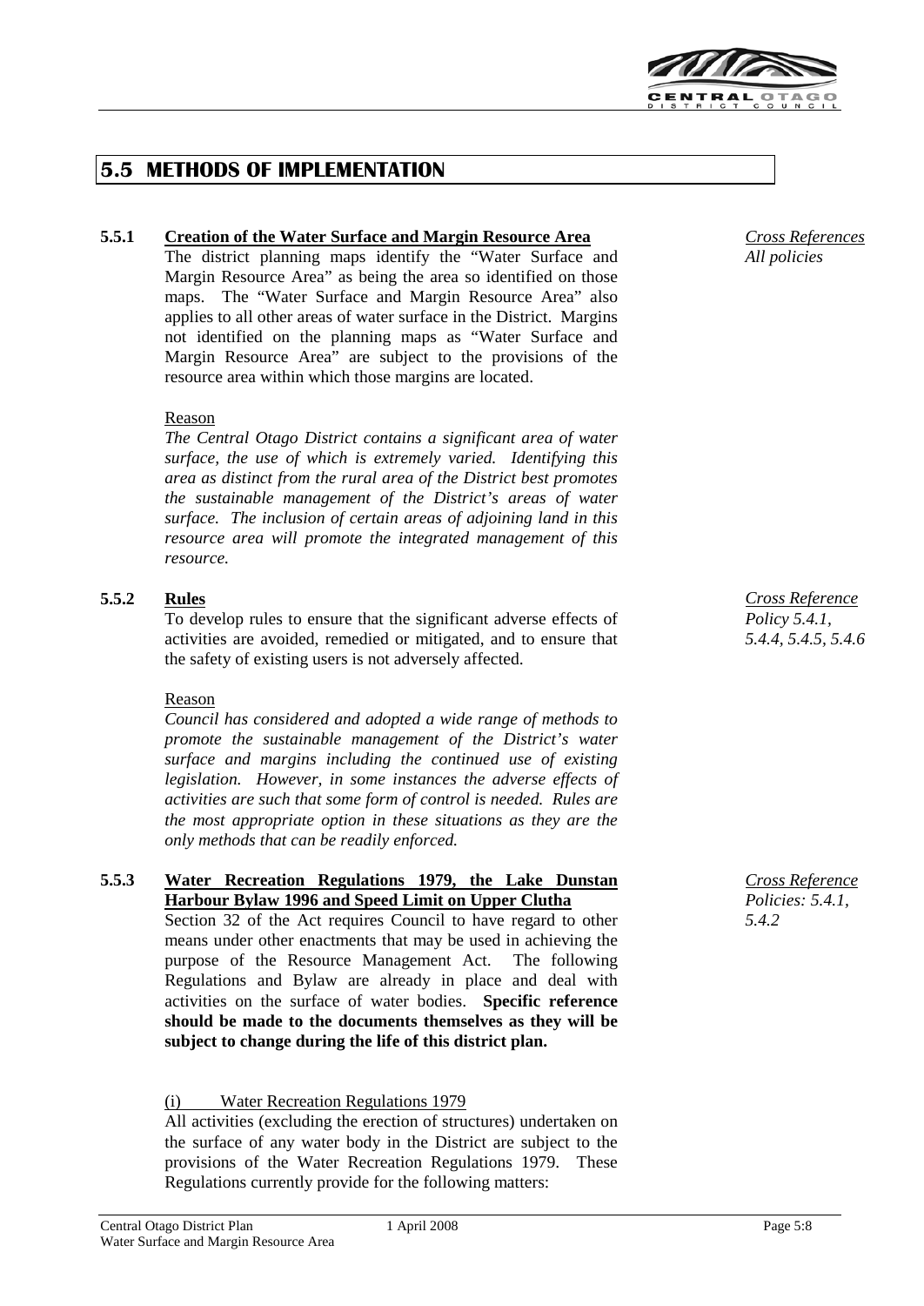## 5.5 METHODS OF IMPLEMENTATION

**5.5.1 Creation of the Water Surface and Margin Resource Area**

*Cross References*
*All policies*

The district planning maps identify the "Water Surface and Margin Resource Area" as being the area so identified on those maps. The "Water Surface and Margin Resource Area" also applies to all other areas of water surface in the District. Margins not identified on the planning maps as "Water Surface and Margin Resource Area" are subject to the provisions of the resource area within which those margins are located.

Reason

*The Central Otago District contains a significant area of water surface, the use of which is extremely varied. Identifying this area as distinct from the rural area of the District best promotes the sustainable management of the District's areas of water surface. The inclusion of certain areas of adjoining land in this resource area will promote the integrated management of this resource.*

**5.5.2 Rules**

*Cross Reference*
*Policy 5.4.1, 5.4.4, 5.4.5, 5.4.6*

To develop rules to ensure that the significant adverse effects of activities are avoided, remedied or mitigated, and to ensure that the safety of existing users is not adversely affected.

Reason

*Council has considered and adopted a wide range of methods to promote the sustainable management of the District's water surface and margins including the continued use of existing legislation. However, in some instances the adverse effects of activities are such that some form of control is needed. Rules are the most appropriate option in these situations as they are the only methods that can be readily enforced.*

**5.5.3 Water Recreation Regulations 1979, the Lake Dunstan Harbour Bylaw 1996 and Speed Limit on Upper Clutha**

*Cross Reference*
*Policies: 5.4.1, 5.4.2*

Section 32 of the Act requires Council to have regard to other means under other enactments that may be used in achieving the purpose of the Resource Management Act. The following Regulations and Bylaw are already in place and deal with activities on the surface of water bodies. **Specific reference should be made to the documents themselves as they will be subject to change during the life of this district plan.**

(i) Water Recreation Regulations 1979

All activities (excluding the erection of structures) undertaken on the surface of any water body in the District are subject to the provisions of the Water Recreation Regulations 1979. These Regulations currently provide for the following matters: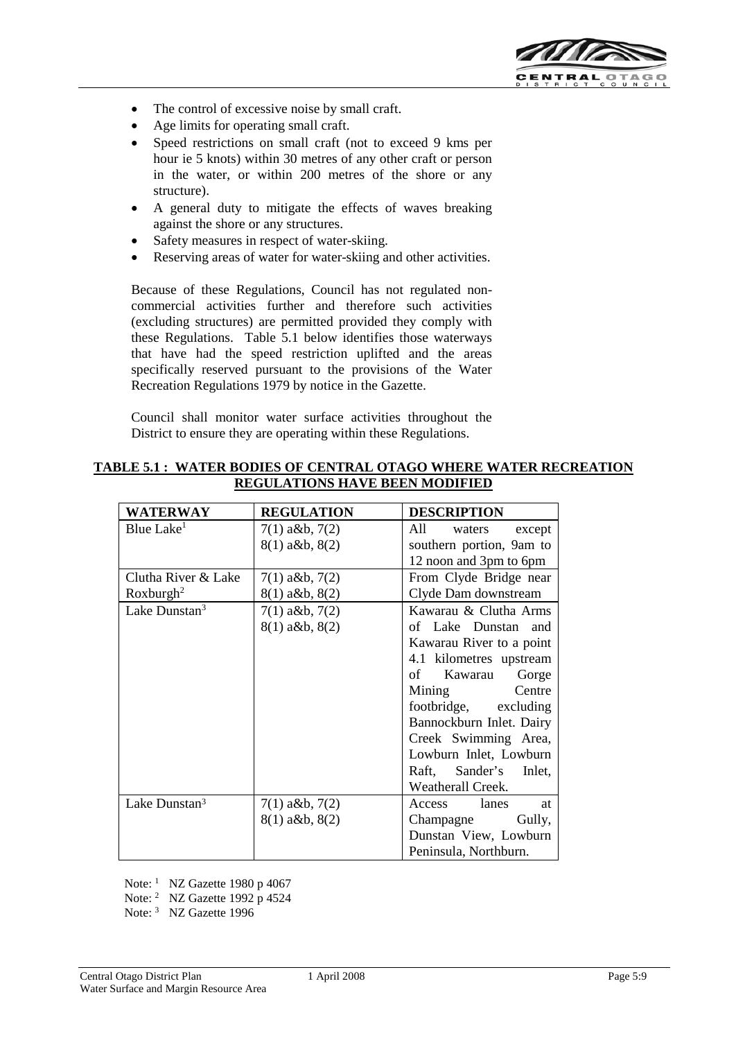- The control of excessive noise by small craft.
- Age limits for operating small craft.
- Speed restrictions on small craft (not to exceed 9 kms per hour ie 5 knots) within 30 metres of any other craft or person in the water, or within 200 metres of the shore or any structure).
- A general duty to mitigate the effects of waves breaking against the shore or any structures.
- Safety measures in respect of water-skiing.
- Reserving areas of water for water-skiing and other activities.

Because of these Regulations, Council has not regulated non-commercial activities further and therefore such activities (excluding structures) are permitted provided they comply with these Regulations. Table 5.1 below identifies those waterways that have had the speed restriction uplifted and the areas specifically reserved pursuant to the provisions of the Water Recreation Regulations 1979 by notice in the Gazette.

Council shall monitor water surface activities throughout the District to ensure they are operating within these Regulations.

**TABLE 5.1 : WATER BODIES OF CENTRAL OTAGO WHERE WATER RECREATION REGULATIONS HAVE BEEN MODIFIED**

| WATERWAY | REGULATION | DESCRIPTION |
|---|---|---|
| Blue Lake[1] | 7(1) a&b, 7(2) 8(1) a&b, 8(2) | All waters except southern portion, 9am to 12 noon and 3pm to 6pm |
| Clutha River & Lake Roxburgh[2] | 7(1) a&b, 7(2) 8(1) a&b, 8(2) | From Clyde Bridge near Clyde Dam downstream |
| Lake Dunstan[3] | 7(1) a&b, 7(2) 8(1) a&b, 8(2) | Kawarau & Clutha Arms of Lake Dunstan and Kawarau River to a point 4.1 kilometres upstream of Kawarau Gorge Mining Centre footbridge, excluding Bannockburn Inlet. Dairy Creek Swimming Area, Lowburn Inlet, Lowburn Raft, Sander's Inlet, Weatherall Creek. |
| Lake Dunstan[3] | 7(1) a&b, 7(2) 8(1) a&b, 8(2) | Access lanes at Champagne Gully, Dunstan View, Lowburn Peninsula, Northburn. |

Note: [1] NZ Gazette 1980 p 4067
Note: [2] NZ Gazette 1992 p 4524
Note: [3] NZ Gazette 1996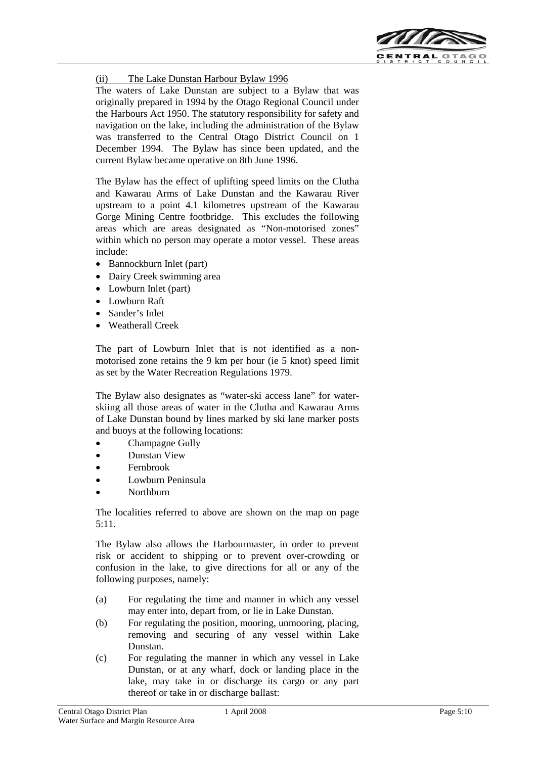(ii) The Lake Dunstan Harbour Bylaw 1996

The waters of Lake Dunstan are subject to a Bylaw that was originally prepared in 1994 by the Otago Regional Council under the Harbours Act 1950. The statutory responsibility for safety and navigation on the lake, including the administration of the Bylaw was transferred to the Central Otago District Council on 1 December 1994. The Bylaw has since been updated, and the current Bylaw became operative on 8th June 1996.

The Bylaw has the effect of uplifting speed limits on the Clutha and Kawarau Arms of Lake Dunstan and the Kawarau River upstream to a point 4.1 kilometres upstream of the Kawarau Gorge Mining Centre footbridge. This excludes the following areas which are areas designated as "Non-motorised zones" within which no person may operate a motor vessel. These areas include:

- Bannockburn Inlet (part)
- Dairy Creek swimming area
- Lowburn Inlet (part)
- Lowburn Raft
- Sander's Inlet
- Weatherall Creek

The part of Lowburn Inlet that is not identified as a non-motorised zone retains the 9 km per hour (ie 5 knot) speed limit as set by the Water Recreation Regulations 1979.

The Bylaw also designates as "water-ski access lane" for water-skiing all those areas of water in the Clutha and Kawarau Arms of Lake Dunstan bound by lines marked by ski lane marker posts and buoys at the following locations:

- Champagne Gully
- Dunstan View
- Fernbrook
- Lowburn Peninsula
- Northburn

The localities referred to above are shown on the map on page 5:11.

The Bylaw also allows the Harbourmaster, in order to prevent risk or accident to shipping or to prevent over-crowding or confusion in the lake, to give directions for all or any of the following purposes, namely:

(a) For regulating the time and manner in which any vessel may enter into, depart from, or lie in Lake Dunstan.

(b) For regulating the position, mooring, unmooring, placing, removing and securing of any vessel within Lake Dunstan.

(c) For regulating the manner in which any vessel in Lake Dunstan, or at any wharf, dock or landing place in the lake, may take in or discharge its cargo or any part thereof or take in or discharge ballast: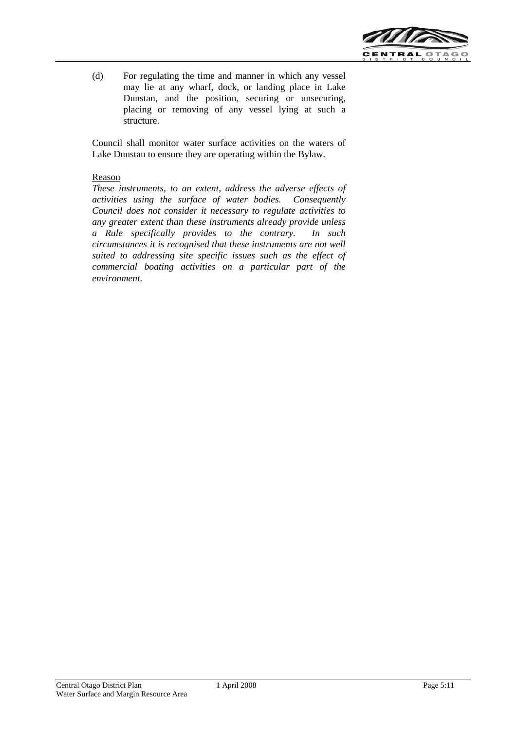(d) For regulating the time and manner in which any vessel may lie at any wharf, dock, or landing place in Lake Dunstan, and the position, securing or unsecuring, placing or removing of any vessel lying at such a structure.

Council shall monitor water surface activities on the waters of Lake Dunstan to ensure they are operating within the Bylaw.

Reason

*These instruments, to an extent, address the adverse effects of activities using the surface of water bodies. Consequently Council does not consider it necessary to regulate activities to any greater extent than these instruments already provide unless a Rule specifically provides to the contrary. In such circumstances it is recognised that these instruments are not well suited to addressing site specific issues such as the effect of commercial boating activities on a particular part of the environment.*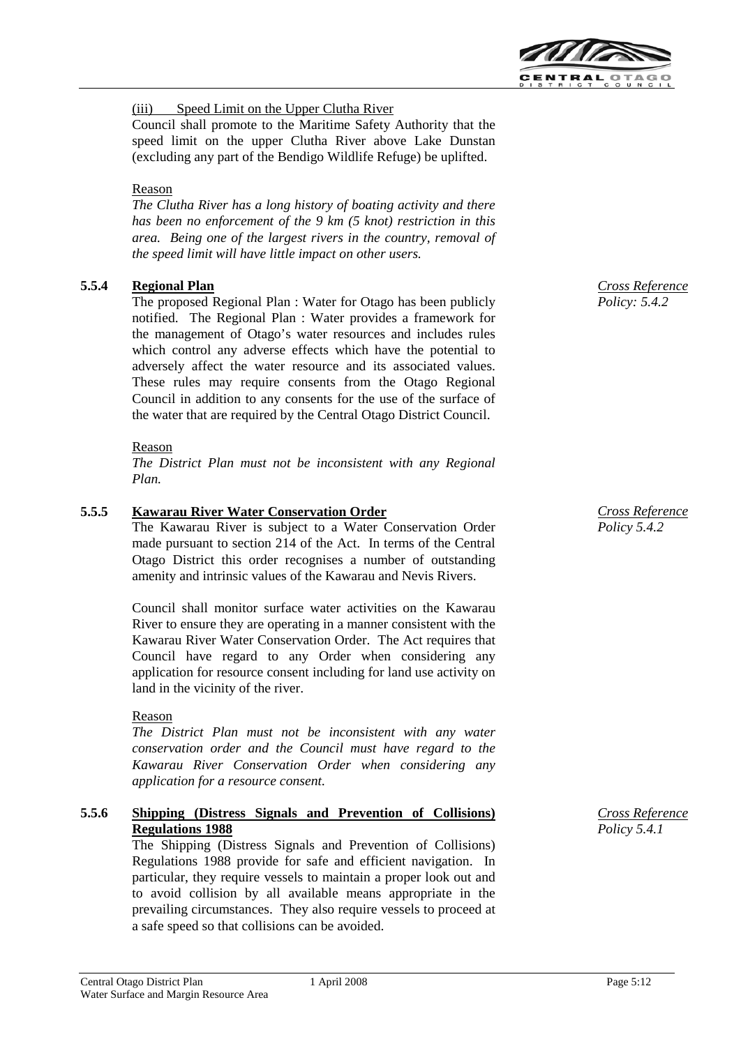(iii) Speed Limit on the Upper Clutha River

Council shall promote to the Maritime Safety Authority that the speed limit on the upper Clutha River above Lake Dunstan (excluding any part of the Bendigo Wildlife Refuge) be uplifted.

Reason

*The Clutha River has a long history of boating activity and there has been no enforcement of the 9 km (5 knot) restriction in this area. Being one of the largest rivers in the country, removal of the speed limit will have little impact on other users.*

### 5.5.4 Regional Plan

*Cross Reference Policy: 5.4.2*

The proposed Regional Plan : Water for Otago has been publicly notified. The Regional Plan : Water provides a framework for the management of Otago's water resources and includes rules which control any adverse effects which have the potential to adversely affect the water resource and its associated values. These rules may require consents from the Otago Regional Council in addition to any consents for the use of the surface of the water that are required by the Central Otago District Council.

Reason

*The District Plan must not be inconsistent with any Regional Plan.*

### 5.5.5 Kawarau River Water Conservation Order

*Cross Reference Policy 5.4.2*

The Kawarau River is subject to a Water Conservation Order made pursuant to section 214 of the Act. In terms of the Central Otago District this order recognises a number of outstanding amenity and intrinsic values of the Kawarau and Nevis Rivers.

Council shall monitor surface water activities on the Kawarau River to ensure they are operating in a manner consistent with the Kawarau River Water Conservation Order. The Act requires that Council have regard to any Order when considering any application for resource consent including for land use activity on land in the vicinity of the river.

Reason

*The District Plan must not be inconsistent with any water conservation order and the Council must have regard to the Kawarau River Conservation Order when considering any application for a resource consent.*

### 5.5.6 Shipping (Distress Signals and Prevention of Collisions) Regulations 1988

*Cross Reference Policy 5.4.1*

The Shipping (Distress Signals and Prevention of Collisions) Regulations 1988 provide for safe and efficient navigation. In particular, they require vessels to maintain a proper look out and to avoid collision by all available means appropriate in the prevailing circumstances. They also require vessels to proceed at a safe speed so that collisions can be avoided.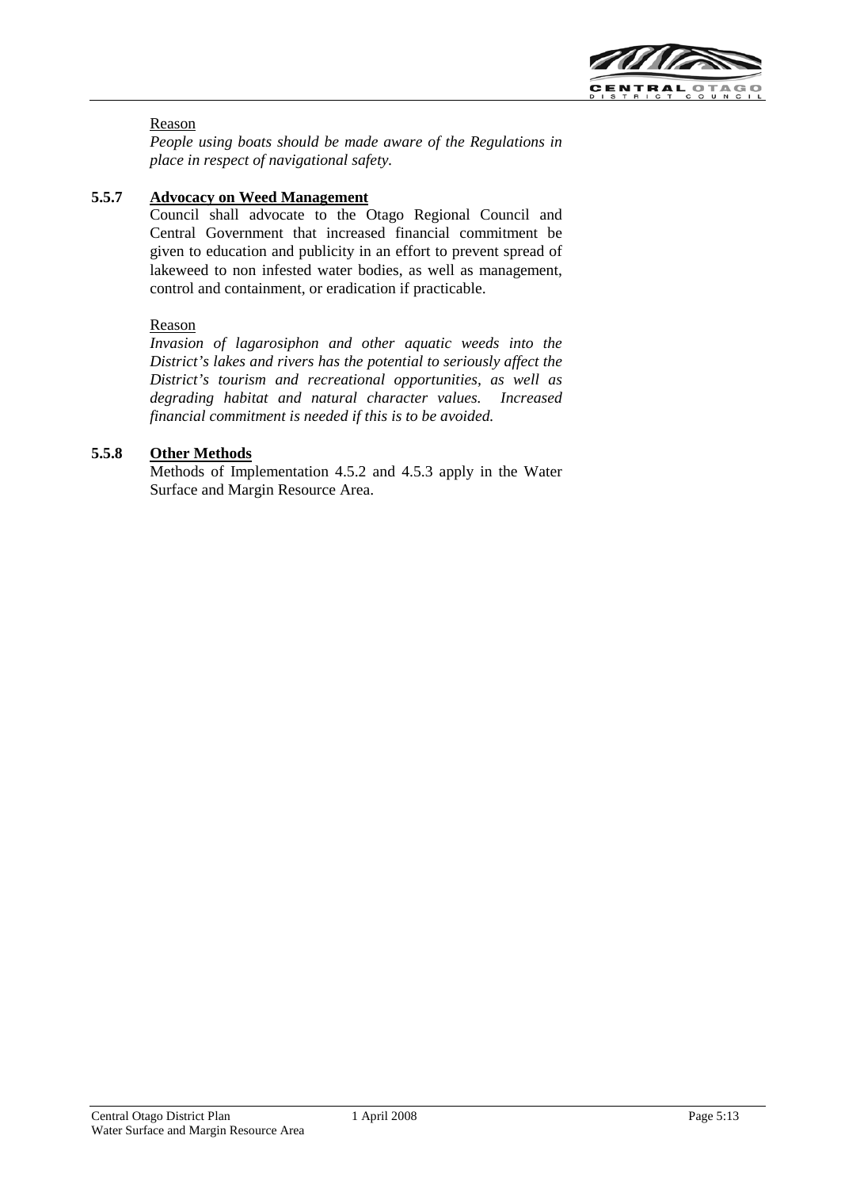Reason

*People using boats should be made aware of the Regulations in place in respect of navigational safety.*

### 5.5.7 Advocacy on Weed Management

Council shall advocate to the Otago Regional Council and Central Government that increased financial commitment be given to education and publicity in an effort to prevent spread of lakeweed to non infested water bodies, as well as management, control and containment, or eradication if practicable.

Reason

*Invasion of lagarosiphon and other aquatic weeds into the District's lakes and rivers has the potential to seriously affect the District's tourism and recreational opportunities, as well as degrading habitat and natural character values. Increased financial commitment is needed if this is to be avoided.*

### 5.5.8 Other Methods

Methods of Implementation 4.5.2 and 4.5.3 apply in the Water Surface and Margin Resource Area.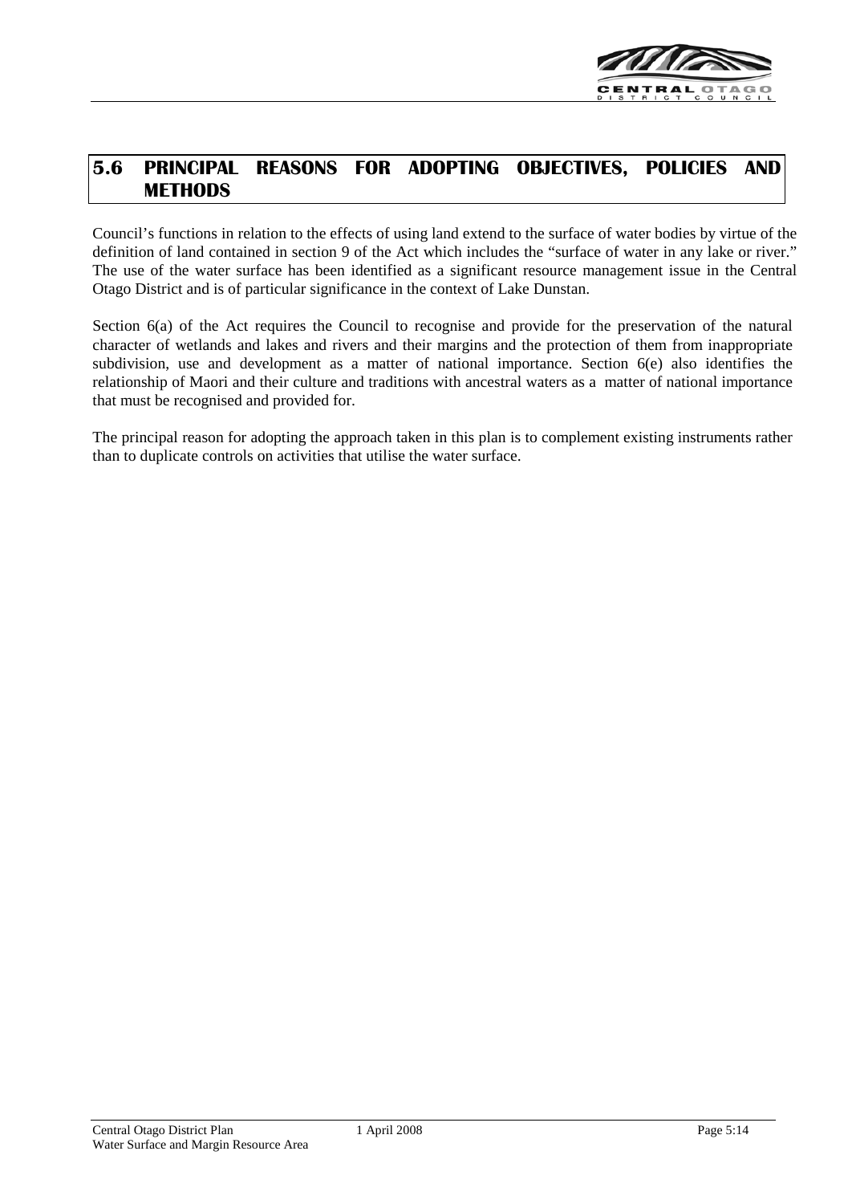## 5.6 PRINCIPAL REASONS FOR ADOPTING OBJECTIVES, POLICIES AND METHODS

Council's functions in relation to the effects of using land extend to the surface of water bodies by virtue of the definition of land contained in section 9 of the Act which includes the "surface of water in any lake or river." The use of the water surface has been identified as a significant resource management issue in the Central Otago District and is of particular significance in the context of Lake Dunstan.

Section 6(a) of the Act requires the Council to recognise and provide for the preservation of the natural character of wetlands and lakes and rivers and their margins and the protection of them from inappropriate subdivision, use and development as a matter of national importance. Section 6(e) also identifies the relationship of Maori and their culture and traditions with ancestral waters as a matter of national importance that must be recognised and provided for.

The principal reason for adopting the approach taken in this plan is to complement existing instruments rather than to duplicate controls on activities that utilise the water surface.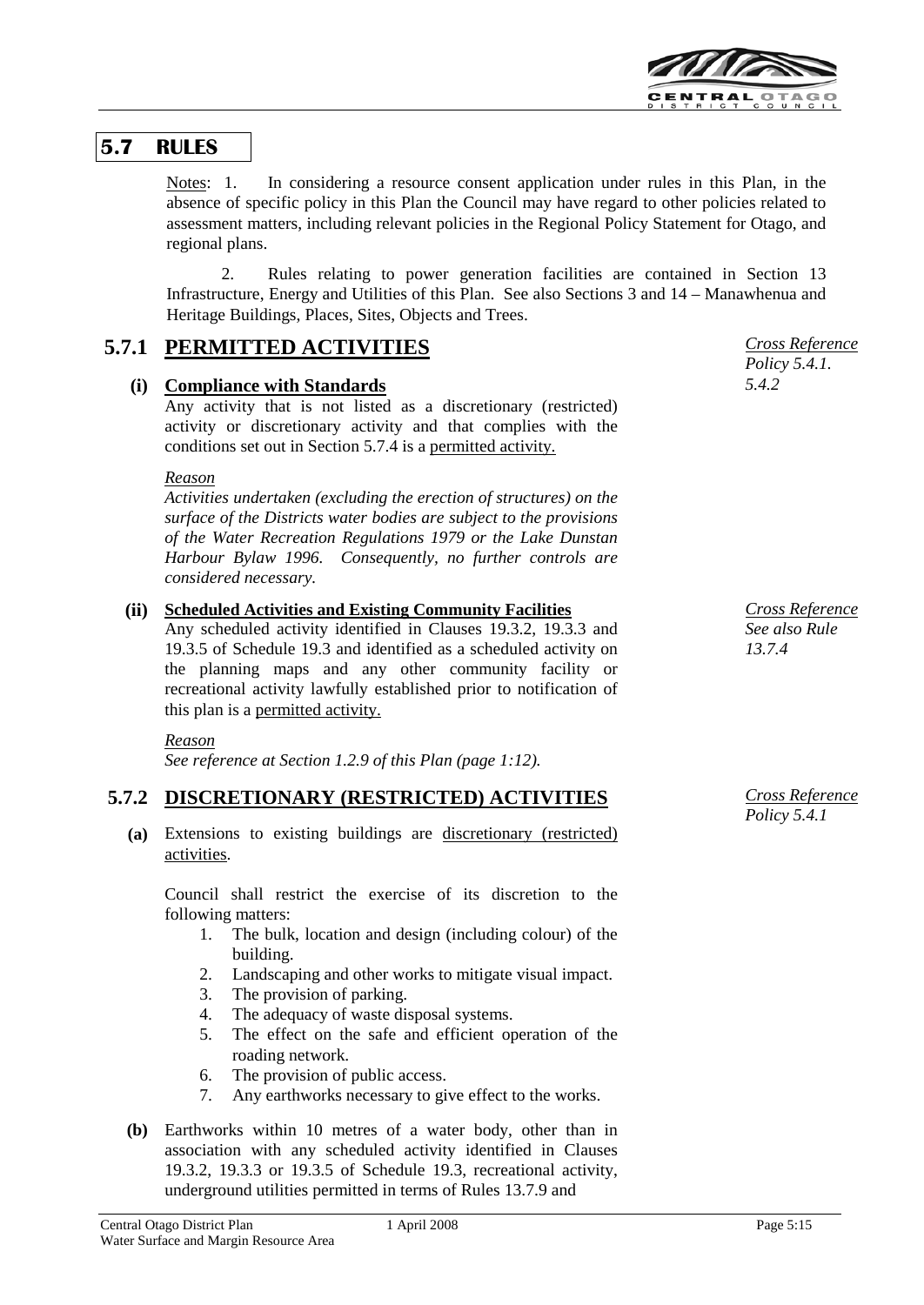## 5.7 RULES

Notes: 1. In considering a resource consent application under rules in this Plan, in the absence of specific policy in this Plan the Council may have regard to other policies related to assessment matters, including relevant policies in the Regional Policy Statement for Otago, and regional plans.

2. Rules relating to power generation facilities are contained in Section 13 Infrastructure, Energy and Utilities of this Plan. See also Sections 3 and 14 – Manawhenua and Heritage Buildings, Places, Sites, Objects and Trees.

### 5.7.1 PERMITTED ACTIVITIES

*Cross Reference Policy 5.4.1. 5.4.2*

**(i) Compliance with Standards**

Any activity that is not listed as a discretionary (restricted) activity or discretionary activity and that complies with the conditions set out in Section 5.7.4 is a permitted activity.

*Reason*

*Activities undertaken (excluding the erection of structures) on the surface of the Districts water bodies are subject to the provisions of the Water Recreation Regulations 1979 or the Lake Dunstan Harbour Bylaw 1996. Consequently, no further controls are considered necessary.*

**(ii) Scheduled Activities and Existing Community Facilities**

*Cross Reference See also Rule 13.7.4*

Any scheduled activity identified in Clauses 19.3.2, 19.3.3 and 19.3.5 of Schedule 19.3 and identified as a scheduled activity on the planning maps and any other community facility or recreational activity lawfully established prior to notification of this plan is a permitted activity.

*Reason*

*See reference at Section 1.2.9 of this Plan (page 1:12).*

### 5.7.2 DISCRETIONARY (RESTRICTED) ACTIVITIES

*Cross Reference Policy 5.4.1*

**(a)** Extensions to existing buildings are discretionary (restricted) activities.

Council shall restrict the exercise of its discretion to the following matters:

1. The bulk, location and design (including colour) of the building.
2. Landscaping and other works to mitigate visual impact.
3. The provision of parking.
4. The adequacy of waste disposal systems.
5. The effect on the safe and efficient operation of the roading network.
6. The provision of public access.
7. Any earthworks necessary to give effect to the works.

**(b)** Earthworks within 10 metres of a water body, other than in association with any scheduled activity identified in Clauses 19.3.2, 19.3.3 or 19.3.5 of Schedule 19.3, recreational activity, underground utilities permitted in terms of Rules 13.7.9 and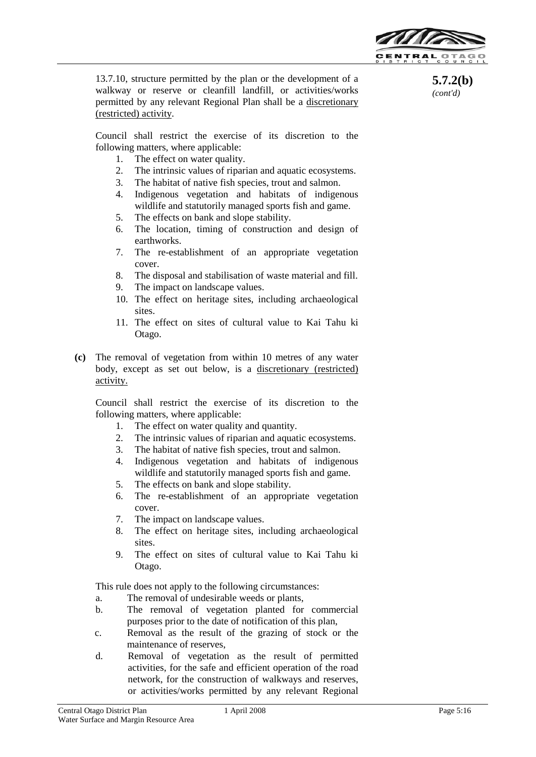**5.7.2(b)** *(cont'd)*

13.7.10, structure permitted by the plan or the development of a walkway or reserve or cleanfill landfill, or activities/works permitted by any relevant Regional Plan shall be a discretionary (restricted) activity.

Council shall restrict the exercise of its discretion to the following matters, where applicable:

1. The effect on water quality.
2. The intrinsic values of riparian and aquatic ecosystems.
3. The habitat of native fish species, trout and salmon.
4. Indigenous vegetation and habitats of indigenous wildlife and statutorily managed sports fish and game.
5. The effects on bank and slope stability.
6. The location, timing of construction and design of earthworks.
7. The re-establishment of an appropriate vegetation cover.
8. The disposal and stabilisation of waste material and fill.
9. The impact on landscape values.
10. The effect on heritage sites, including archaeological sites.
11. The effect on sites of cultural value to Kai Tahu ki Otago.

**(c)** The removal of vegetation from within 10 metres of any water body, except as set out below, is a discretionary (restricted) activity.

Council shall restrict the exercise of its discretion to the following matters, where applicable:

1. The effect on water quality and quantity.
2. The intrinsic values of riparian and aquatic ecosystems.
3. The habitat of native fish species, trout and salmon.
4. Indigenous vegetation and habitats of indigenous wildlife and statutorily managed sports fish and game.
5. The effects on bank and slope stability.
6. The re-establishment of an appropriate vegetation cover.
7. The impact on landscape values.
8. The effect on heritage sites, including archaeological sites.
9. The effect on sites of cultural value to Kai Tahu ki Otago.

This rule does not apply to the following circumstances:

a. The removal of undesirable weeds or plants,
b. The removal of vegetation planted for commercial purposes prior to the date of notification of this plan,
c. Removal as the result of the grazing of stock or the maintenance of reserves,
d. Removal of vegetation as the result of permitted activities, for the safe and efficient operation of the road network, for the construction of walkways and reserves, or activities/works permitted by any relevant Regional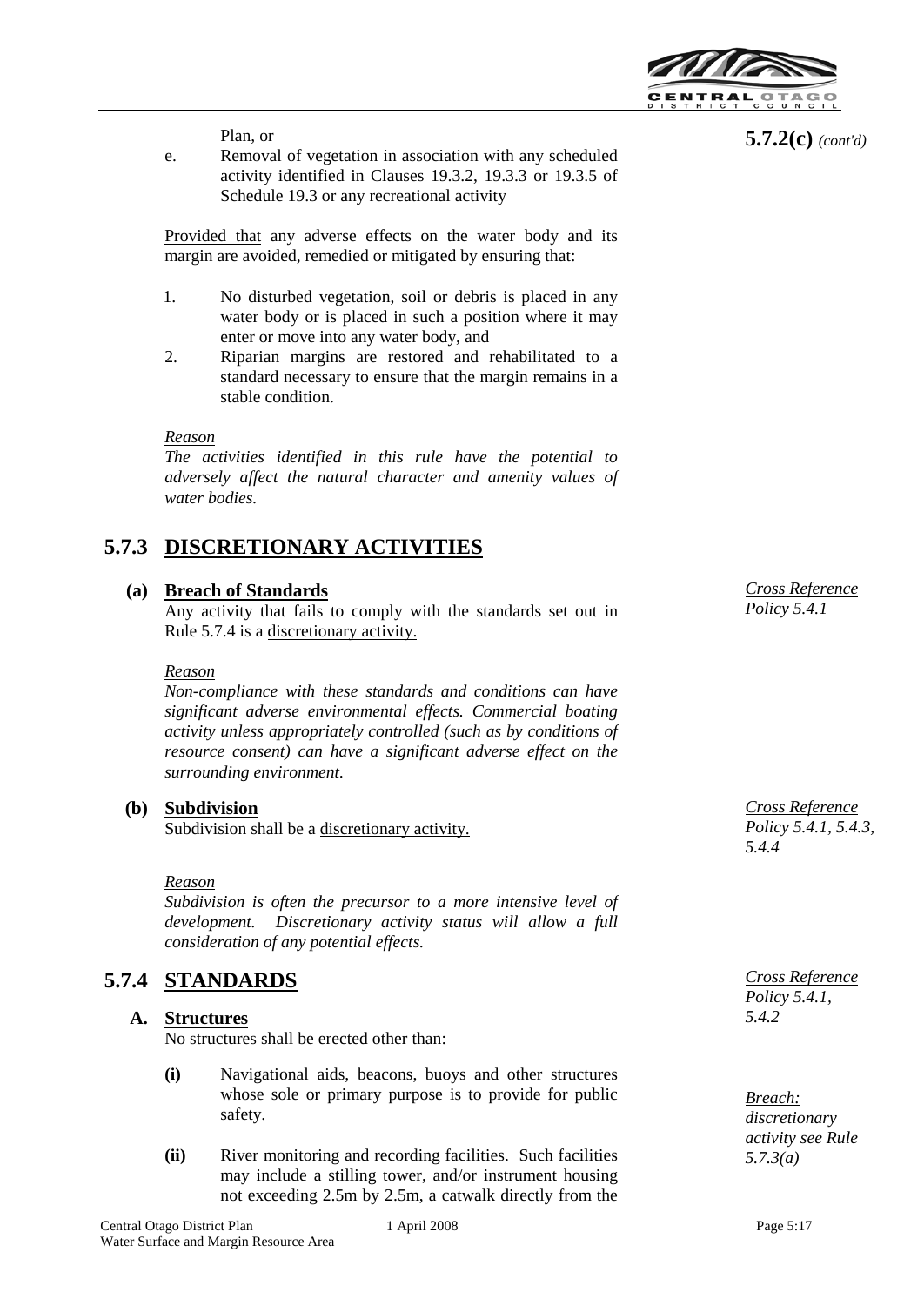**5.7.2(c)** *(cont'd)*

Plan, or

e. Removal of vegetation in association with any scheduled activity identified in Clauses 19.3.2, 19.3.3 or 19.3.5 of Schedule 19.3 or any recreational activity

Provided that any adverse effects on the water body and its margin are avoided, remedied or mitigated by ensuring that:

1. No disturbed vegetation, soil or debris is placed in any water body or is placed in such a position where it may enter or move into any water body, and
2. Riparian margins are restored and rehabilitated to a standard necessary to ensure that the margin remains in a stable condition.

*Reason*
*The activities identified in this rule have the potential to adversely affect the natural character and amenity values of water bodies.*

## 5.7.3 DISCRETIONARY ACTIVITIES

**(a) Breach of Standards**

*Cross Reference Policy 5.4.1*

Any activity that fails to comply with the standards set out in Rule 5.7.4 is a discretionary activity.

*Reason*
*Non-compliance with these standards and conditions can have significant adverse environmental effects. Commercial boating activity unless appropriately controlled (such as by conditions of resource consent) can have a significant adverse effect on the surrounding environment.*

**(b) Subdivision**

*Cross Reference Policy 5.4.1, 5.4.3, 5.4.4*

Subdivision shall be a discretionary activity.

*Reason*
*Subdivision is often the precursor to a more intensive level of development. Discretionary activity status will allow a full consideration of any potential effects.*

## 5.7.4 STANDARDS

*Cross Reference Policy 5.4.1, 5.4.2*

**A. Structures**

No structures shall be erected other than:

*Breach: discretionary activity see Rule 5.7.3(a)*

**(i)** Navigational aids, beacons, buoys and other structures whose sole or primary purpose is to provide for public safety.

**(ii)** River monitoring and recording facilities. Such facilities may include a stilling tower, and/or instrument housing not exceeding 2.5m by 2.5m, a catwalk directly from the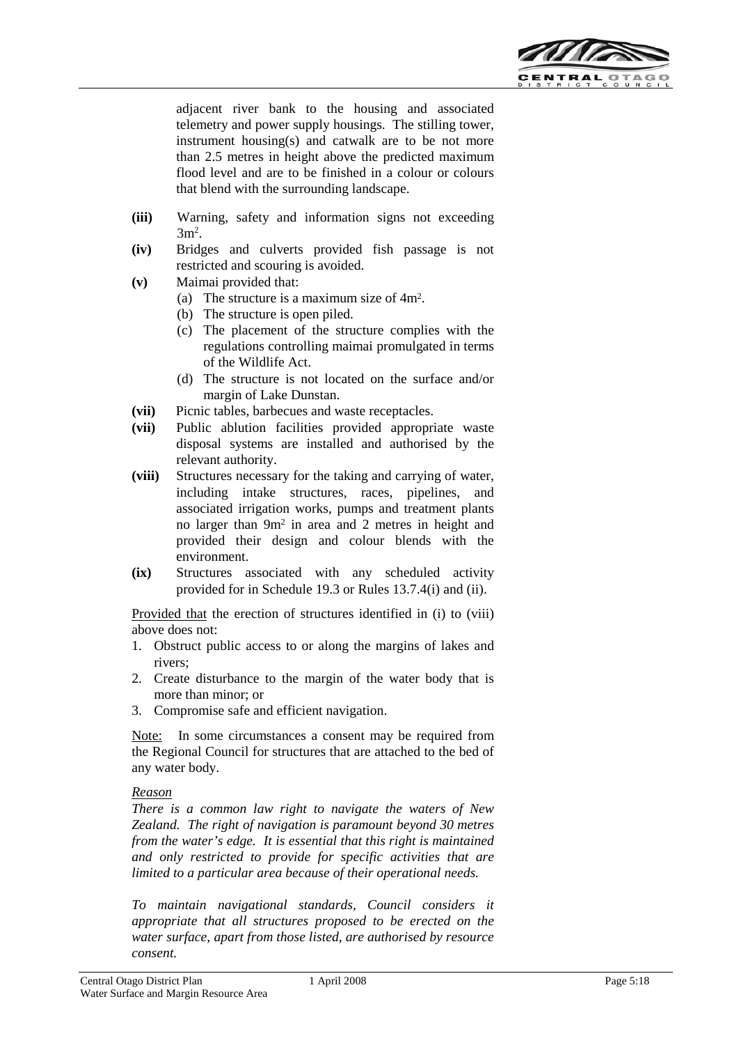adjacent river bank to the housing and associated telemetry and power supply housings. The stilling tower, instrument housing(s) and catwalk are to be not more than 2.5 metres in height above the predicted maximum flood level and are to be finished in a colour or colours that blend with the surrounding landscape.

**(iii)** Warning, safety and information signs not exceeding $3m^2$.

**(iv)** Bridges and culverts provided fish passage is not restricted and scouring is avoided.

**(v)** Maimai provided that:

(a) The structure is a maximum size of $4m^2$.

(b) The structure is open piled.

(c) The placement of the structure complies with the regulations controlling maimai promulgated in terms of the Wildlife Act.

(d) The structure is not located on the surface and/or margin of Lake Dunstan.

**(vii)** Picnic tables, barbecues and waste receptacles.

**(vii)** Public ablution facilities provided appropriate waste disposal systems are installed and authorised by the relevant authority.

**(viii)** Structures necessary for the taking and carrying of water, including intake structures, races, pipelines, and associated irrigation works, pumps and treatment plants no larger than $9m^2$ in area and 2 metres in height and provided their design and colour blends with the environment.

**(ix)** Structures associated with any scheduled activity provided for in Schedule 19.3 or Rules 13.7.4(i) and (ii).

Provided that the erection of structures identified in (i) to (viii) above does not:

1. Obstruct public access to or along the margins of lakes and rivers;
2. Create disturbance to the margin of the water body that is more than minor; or
3. Compromise safe and efficient navigation.

Note: In some circumstances a consent may be required from the Regional Council for structures that are attached to the bed of any water body.

*Reason*

*There is a common law right to navigate the waters of New Zealand. The right of navigation is paramount beyond 30 metres from the water's edge. It is essential that this right is maintained and only restricted to provide for specific activities that are limited to a particular area because of their operational needs.*

*To maintain navigational standards, Council considers it appropriate that all structures proposed to be erected on the water surface, apart from those listed, are authorised by resource consent.*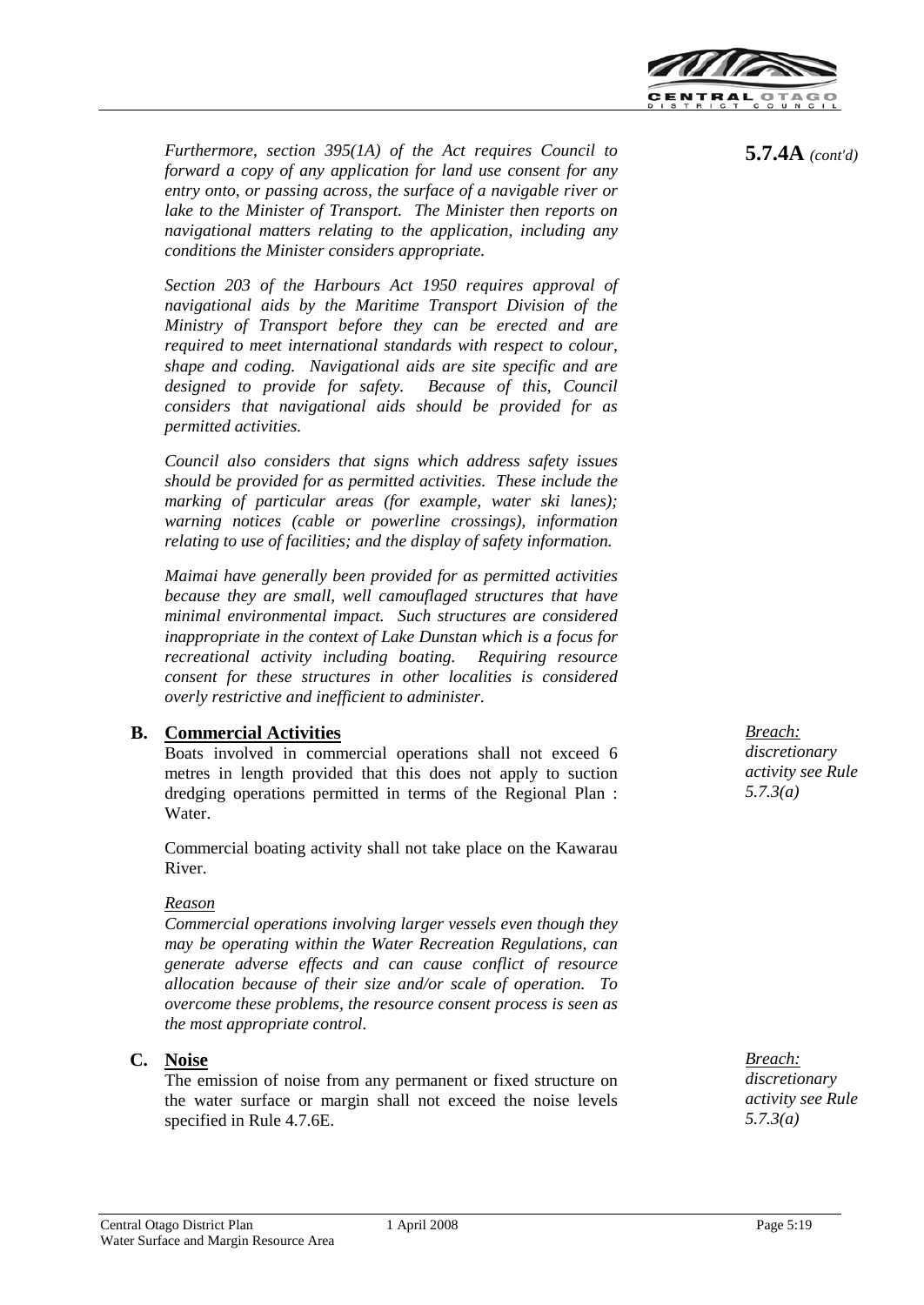**5.7.4A** *(cont'd)*

*Furthermore, section 395(1A) of the Act requires Council to forward a copy of any application for land use consent for any entry onto, or passing across, the surface of a navigable river or lake to the Minister of Transport. The Minister then reports on navigational matters relating to the application, including any conditions the Minister considers appropriate.*

*Section 203 of the Harbours Act 1950 requires approval of navigational aids by the Maritime Transport Division of the Ministry of Transport before they can be erected and are required to meet international standards with respect to colour, shape and coding. Navigational aids are site specific and are designed to provide for safety. Because of this, Council considers that navigational aids should be provided for as permitted activities.*

*Council also considers that signs which address safety issues should be provided for as permitted activities. These include the marking of particular areas (for example, water ski lanes); warning notices (cable or powerline crossings), information relating to use of facilities; and the display of safety information.*

*Maimai have generally been provided for as permitted activities because they are small, well camouflaged structures that have minimal environmental impact. Such structures are considered inappropriate in the context of Lake Dunstan which is a focus for recreational activity including boating. Requiring resource consent for these structures in other localities is considered overly restrictive and inefficient to administer.*

**B. Commercial Activities**

*Breach: discretionary activity see Rule 5.7.3(a)*

Boats involved in commercial operations shall not exceed 6 metres in length provided that this does not apply to suction dredging operations permitted in terms of the Regional Plan : Water.

Commercial boating activity shall not take place on the Kawarau River.

*Reason*

*Commercial operations involving larger vessels even though they may be operating within the Water Recreation Regulations, can generate adverse effects and can cause conflict of resource allocation because of their size and/or scale of operation. To overcome these problems, the resource consent process is seen as the most appropriate control.*

**C. Noise**

*Breach: discretionary activity see Rule 5.7.3(a)*

The emission of noise from any permanent or fixed structure on the water surface or margin shall not exceed the noise levels specified in Rule 4.7.6E.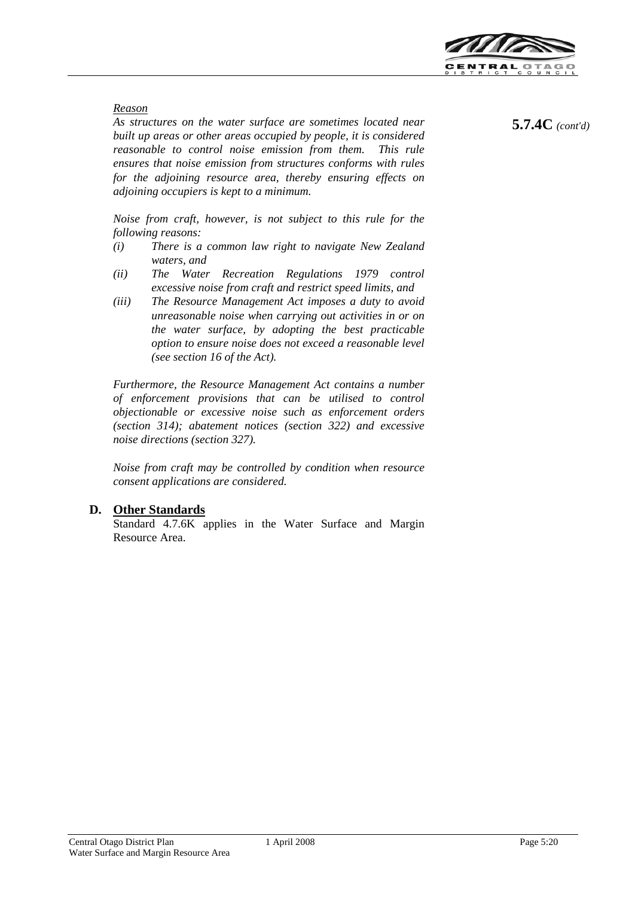**5.7.4C** *(cont'd)*

*Reason*

*As structures on the water surface are sometimes located near built up areas or other areas occupied by people, it is considered reasonable to control noise emission from them. This rule ensures that noise emission from structures conforms with rules for the adjoining resource area, thereby ensuring effects on adjoining occupiers is kept to a minimum.*

*Noise from craft, however, is not subject to this rule for the following reasons:*

*(i) There is a common law right to navigate New Zealand waters, and*

*(ii) The Water Recreation Regulations 1979 control excessive noise from craft and restrict speed limits, and*

*(iii) The Resource Management Act imposes a duty to avoid unreasonable noise when carrying out activities in or on the water surface, by adopting the best practicable option to ensure noise does not exceed a reasonable level (see section 16 of the Act).*

*Furthermore, the Resource Management Act contains a number of enforcement provisions that can be utilised to control objectionable or excessive noise such as enforcement orders (section 314); abatement notices (section 322) and excessive noise directions (section 327).*

*Noise from craft may be controlled by condition when resource consent applications are considered.*

### D. Other Standards

Standard 4.7.6K applies in the Water Surface and Margin Resource Area.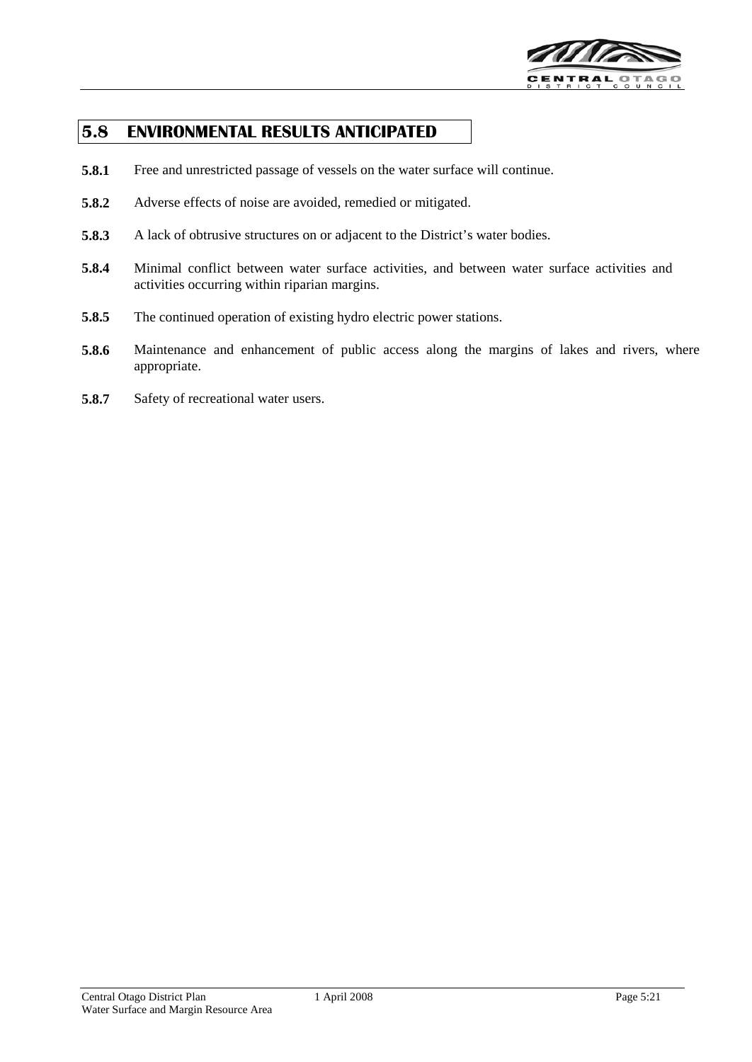## 5.8 ENVIRONMENTAL RESULTS ANTICIPATED

**5.8.1** Free and unrestricted passage of vessels on the water surface will continue.

**5.8.2** Adverse effects of noise are avoided, remedied or mitigated.

**5.8.3** A lack of obtrusive structures on or adjacent to the District's water bodies.

**5.8.4** Minimal conflict between water surface activities, and between water surface activities and activities occurring within riparian margins.

**5.8.5** The continued operation of existing hydro electric power stations.

**5.8.6** Maintenance and enhancement of public access along the margins of lakes and rivers, where appropriate.

**5.8.7** Safety of recreational water users.